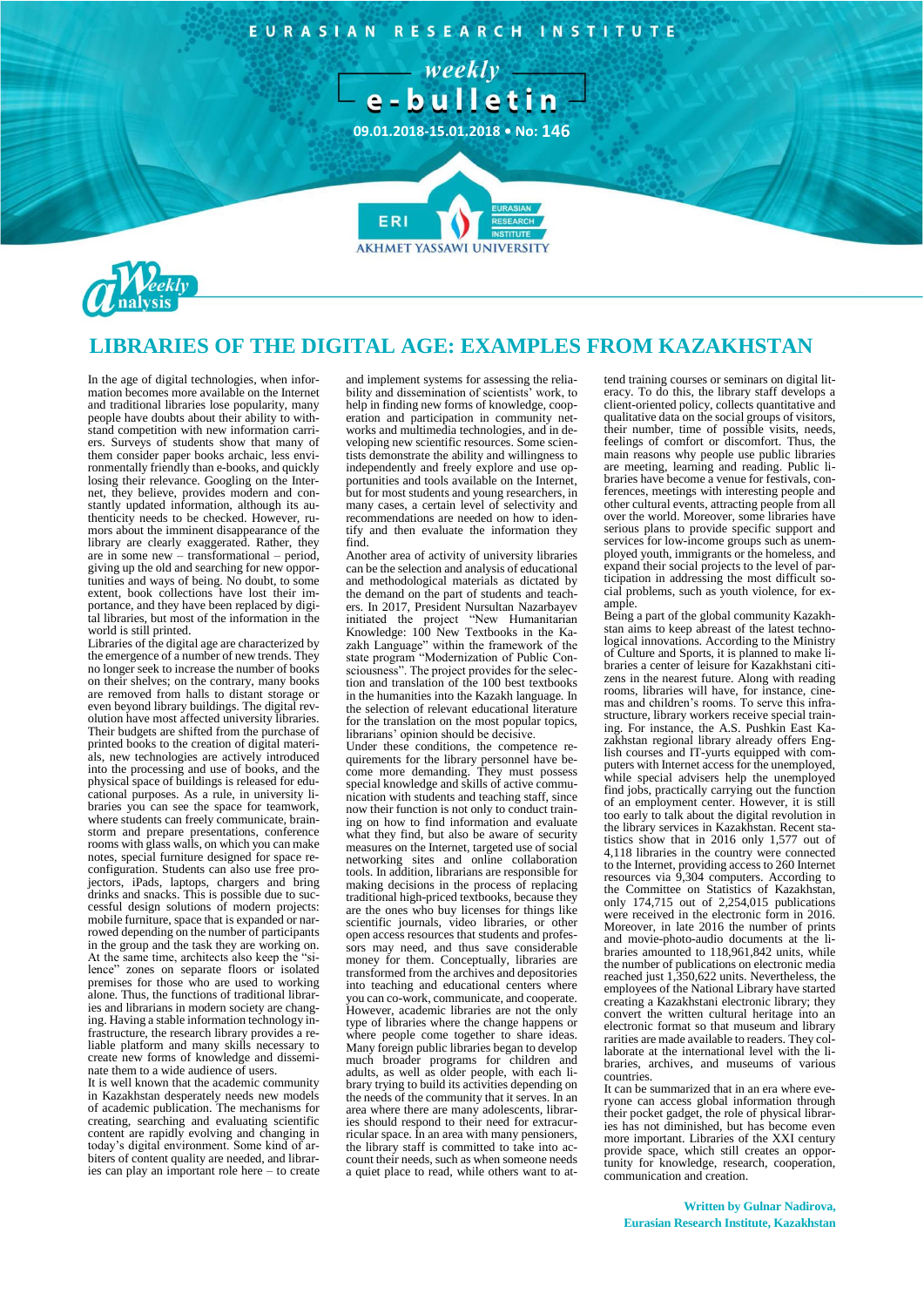# LIBRARIES OF THE DIGITAL AGE: EXAMPLES FROM KAZAKHSTAN

In the age of digital technologies, when information becomes more available on the Internet and traditional libraries lose popularity, many people have doubts about their ability to withstand competition with new information carriers. Surveys of students show that many of them consider paper books archaic, less environmentally friendly than e-books, and quickly losing their relevance. Googling on the Internet, they believe, provides modern and constantly updated information, although its authenticity needs to be checked. However, rumors about the imminent disappearance of the library are clearly exaggerated. Rather, they are in some new – transformational – period, giving up the old and searching for new opportunities and ways of being. No doubt, to some extent, book collections have lost their importance, and they have been replaced by digital libraries, but most of the information in the world is still printed.

Libraries of the digital age are characterized by the emergence of a number of new trends. They no longer seek to increase the number of books on their shelves; on the contrary, many books are removed from halls to distant storage or even beyond library buildings. The digital revolution have most affected university libraries. Their budgets are shifted from the purchase of printed books to the creation of digital materials, new technologies are actively introduced into the processing and use of books, and the physical space of buildings is released for educational purposes. As a rule, in university libraries you can see the space for teamwork, where students can freely communicate, brainstorm and prepare presentations, conference rooms with glass walls, on which you can make notes, special furniture designed for space reconfiguration. Students can also use free projectors, iPads, laptops, chargers and bring drinks and snacks. This is possible due to successful design solutions of modern projects: mobile furniture, space that is expanded or narrowed depending on the number of participants in the group and the task they are working on. At the same time, architects also keep the "silence" zones on separate floors or isolated premises for those who are used to working alone. Thus, the functions of traditional libraries and librarians in modern society are changing. Having a stable information technology infrastructure, the research library provides a reliable platform and many skills necessary to create new forms of knowledge and disseminate them to a wide audience of users.

It is well known that the academic community in Kazakhstan desperately needs new models of academic publication. The mechanisms for creating, searching and evaluating scientific content are rapidly evolving and changing in today's digital environment. Some kind of arbiters of content quality are needed, and libraries can play an important role here – to create and implement systems for assessing the reliability and dissemination of scientists' work, to help in finding new forms of knowledge, cooperation and participation in community networks and multimedia technologies, and in developing new scientific resources. Some scientists demonstrate the ability and willingness to independently and freely explore and use opportunities and tools available on the Internet, but for most students and young researchers, in many cases, a certain level of selectivity and recommendations are needed on how to identify and then evaluate the information they find.

Another area of activity of university libraries can be the selection and analysis of educational and methodological materials as dictated by the demand on the part of students and teachers. In 2017, President Nursultan Nazarbayev initiated the project "New Humanitarian Knowledge: 100 New Textbooks in the Kazakh Language" within the framework of the state program "Modernization of Public Consciousness". The project provides for the selection and translation of the 100 best textbooks in the humanities into the Kazakh language. In the selection of relevant educational literature for the translation on the most popular topics, librarians' opinion should be decisive.

Under these conditions, the competence requirements for the library personnel have become more demanding. They must possess special knowledge and skills of active communication with students and teaching staff, since now their function is not only to conduct training on how to find information and evaluate what they find, but also be aware of security measures on the Internet, targeted use of social networking sites and online collaboration tools. In addition, librarians are responsible for making decisions in the process of replacing traditional high-priced textbooks, because they are the ones who buy licenses for things like scientific journals, video libraries, or other open access resources that students and professors may need, and thus save considerable money for them. Conceptually, libraries are transformed from the archives and depositories into teaching and educational centers where you can co-work, communicate, and cooperate. However, academic libraries are not the only type of libraries where the change happens or where people come together to share ideas. Many foreign public libraries began to develop much broader programs for children and adults, as well as older people, with each library trying to build its activities depending on the needs of the community that it serves. In an area where there are many adolescents, libraries should respond to their need for extracurricular space. In an area with many pensioners, the library staff is committed to take into account their needs, such as when someone needs a quiet place to read, while others want to attend training courses or seminars on digital literacy. To do this, the library staff develops a client-oriented policy, collects quantitative and qualitative data on the social groups of visitors, their number, time of possible visits, needs, feelings of comfort or discomfort. Thus, the main reasons why people use public libraries are meeting, learning and reading. Public libraries have become a venue for festivals, conferences, meetings with interesting people and other cultural events, attracting people from all over the world. Moreover, some libraries have serious plans to provide specific support and services for low-income groups such as unemployed youth, immigrants or the homeless, and expand their social projects to the level of participation in addressing the most difficult social problems, such as youth violence, for example.

Being a part of the global community Kazakhstan aims to keep abreast of the latest technological innovations. According to the Ministry of Culture and Sports, it is planned to make libraries a center of leisure for Kazakhstani citizens in the nearest future. Along with reading rooms, libraries will have, for instance, cinemas and children's rooms. To serve this infrastructure, library workers receive special training. For instance, the A.S. Pushkin East Kazakhstan regional library already offers English courses and IT-yurts equipped with computers with Internet access for the unemployed, while special advisers help the unemployed find jobs, practically carrying out the function of an employment center. However, it is still too early to talk about the digital revolution in the library services in Kazakhstan. Recent statistics show that in 2016 only 1,577 out of 4,118 libraries in the country were connected to the Internet, providing access to 260 Internet resources via 9,304 computers. According to the Committee on Statistics of Kazakhstan, only 174,715 out of 2,254,015 publications were received in the electronic form in 2016. Moreover, in late 2016 the number of prints and movie-photo-audio documents at the libraries amounted to 118,961,842 units, while the number of publications on electronic media reached just 1,350,622 units. Nevertheless, the employees of the National Library have started creating a Kazakhstani electronic library; they convert the written cultural heritage into an electronic format so that museum and library rarities are made available to readers. They collaborate at the international level with the libraries, archives, and museums of various countries.

It can be summarized that in an era where everyone can access global information through their pocket gadget, the role of physical libraries has not diminished, but has become even more important. Libraries of the XXI century provide space, which still creates an opportunity for knowledge, research, cooperation, communication and creation.

**Written by Gulnar Nadirova,**
**Eurasian Research Institute, Kazakhstan**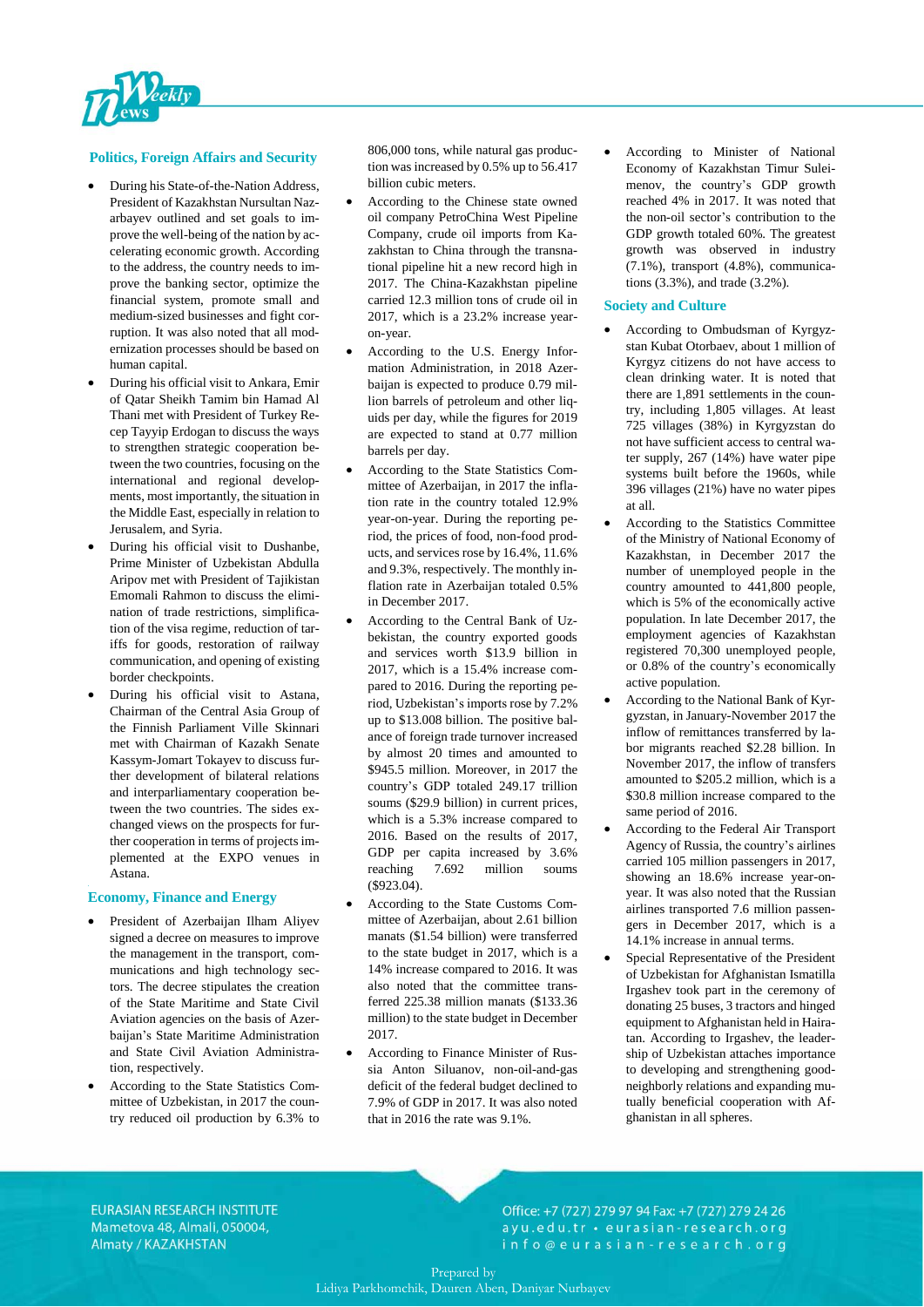## Politics, Foreign Affairs and Security

- During his State-of-the-Nation Address, President of Kazakhstan Nursultan Nazarbayev outlined and set goals to improve the well-being of the nation by accelerating economic growth. According to the address, the country needs to improve the banking sector, optimize the financial system, promote small and medium-sized businesses and fight corruption. It was also noted that all modernization processes should be based on human capital.
- During his official visit to Ankara, Emir of Qatar Sheikh Tamim bin Hamad Al Thani met with President of Turkey Recep Tayyip Erdogan to discuss the ways to strengthen strategic cooperation between the two countries, focusing on the international and regional developments, most importantly, the situation in the Middle East, especially in relation to Jerusalem, and Syria.
- During his official visit to Dushanbe, Prime Minister of Uzbekistan Abdulla Aripov met with President of Tajikistan Emomali Rahmon to discuss the elimination of trade restrictions, simplification of the visa regime, reduction of tariffs for goods, restoration of railway communication, and opening of existing border checkpoints.
- During his official visit to Astana, Chairman of the Central Asia Group of the Finnish Parliament Ville Skinnari met with Chairman of Kazakh Senate Kassym-Jomart Tokayev to discuss further development of bilateral relations and interparliamentary cooperation between the two countries. The sides exchanged views on the prospects for further cooperation in terms of projects implemented at the EXPO venues in Astana.

## Economy, Finance and Energy

- President of Azerbaijan Ilham Aliyev signed a decree on measures to improve the management in the transport, communications and high technology sectors. The decree stipulates the creation of the State Maritime and State Civil Aviation agencies on the basis of Azerbaijan's State Maritime Administration and State Civil Aviation Administration, respectively.
- According to the State Statistics Committee of Uzbekistan, in 2017 the country reduced oil production by 6.3% to 806,000 tons, while natural gas production was increased by 0.5% up to 56.417 billion cubic meters.
- According to the Chinese state owned oil company PetroChina West Pipeline Company, crude oil imports from Kazakhstan to China through the transnational pipeline hit a new record high in 2017. The China-Kazakhstan pipeline carried 12.3 million tons of crude oil in 2017, which is a 23.2% increase year-on-year.
- According to the U.S. Energy Information Administration, in 2018 Azerbaijan is expected to produce 0.79 million barrels of petroleum and other liquids per day, while the figures for 2019 are expected to stand at 0.77 million barrels per day.
- According to the State Statistics Committee of Azerbaijan, in 2017 the inflation rate in the country totaled 12.9% year-on-year. During the reporting period, the prices of food, non-food products, and services rose by 16.4%, 11.6% and 9.3%, respectively. The monthly inflation rate in Azerbaijan totaled 0.5% in December 2017.
- According to the Central Bank of Uzbekistan, the country exported goods and services worth $13.9 billion in 2017, which is a 15.4% increase compared to 2016. During the reporting period, Uzbekistan's imports rose by 7.2% up to $13.008 billion. The positive balance of foreign trade turnover increased by almost 20 times and amounted to $945.5 million. Moreover, in 2017 the country's GDP totaled 249.17 trillion soums ($29.9 billion) in current prices, which is a 5.3% increase compared to 2016. Based on the results of 2017, GDP per capita increased by 3.6% reaching 7.692 million soums ($923.04).
- According to the State Customs Committee of Azerbaijan, about 2.61 billion manats ($1.54 billion) were transferred to the state budget in 2017, which is a 14% increase compared to 2016. It was also noted that the committee transferred 225.38 million manats ($133.36 million) to the state budget in December 2017.
- According to Finance Minister of Russia Anton Siluanov, non-oil-and-gas deficit of the federal budget declined to 7.9% of GDP in 2017. It was also noted that in 2016 the rate was 9.1%.
- According to Minister of National Economy of Kazakhstan Timur Suleimenov, the country's GDP growth reached 4% in 2017. It was noted that the non-oil sector's contribution to the GDP growth totaled 60%. The greatest growth was observed in industry (7.1%), transport (4.8%), communications (3.3%), and trade (3.2%).

## Society and Culture

- According to Ombudsman of Kyrgyzstan Kubat Otorbaev, about 1 million of Kyrgyz citizens do not have access to clean drinking water. It is noted that there are 1,891 settlements in the country, including 1,805 villages. At least 725 villages (38%) in Kyrgyzstan do not have sufficient access to central water supply, 267 (14%) have water pipe systems built before the 1960s, while 396 villages (21%) have no water pipes at all.
- According to the Statistics Committee of the Ministry of National Economy of Kazakhstan, in December 2017 the number of unemployed people in the country amounted to 441,800 people, which is 5% of the economically active population. In late December 2017, the employment agencies of Kazakhstan registered 70,300 unemployed people, or 0.8% of the country's economically active population.
- According to the National Bank of Kyrgyzstan, in January-November 2017 the inflow of remittances transferred by labor migrants reached $2.28 billion. In November 2017, the inflow of transfers amounted to $205.2 million, which is a $30.8 million increase compared to the same period of 2016.
- According to the Federal Air Transport Agency of Russia, the country's airlines carried 105 million passengers in 2017, showing an 18.6% increase year-on-year. It was also noted that the Russian airlines transported 7.6 million passengers in December 2017, which is a 14.1% increase in annual terms.
- Special Representative of the President of Uzbekistan for Afghanistan Ismatilla Irgashev took part in the ceremony of donating 25 buses, 3 tractors and hinged equipment to Afghanistan in Hairatan. According to Irgashev, the leadership of Uzbekistan attaches importance to developing and strengthening good-neighborly relations and expanding mutually beneficial cooperation with Afghanistan in all spheres.

EURASIAN RESEARCH INSTITUTE
Mametova 48, Almali, 050004,
Almaty / KAZAKHSTAN

Office: +7 (727) 279 97 94 Fax: +7 (727) 279 24 26
ayu.edu.tr • eurasian-research.org
info@eurasian-research.org

Prepared by
Lidiya Parkhomchik, Dauren Aben, Daniyar Nurbayev